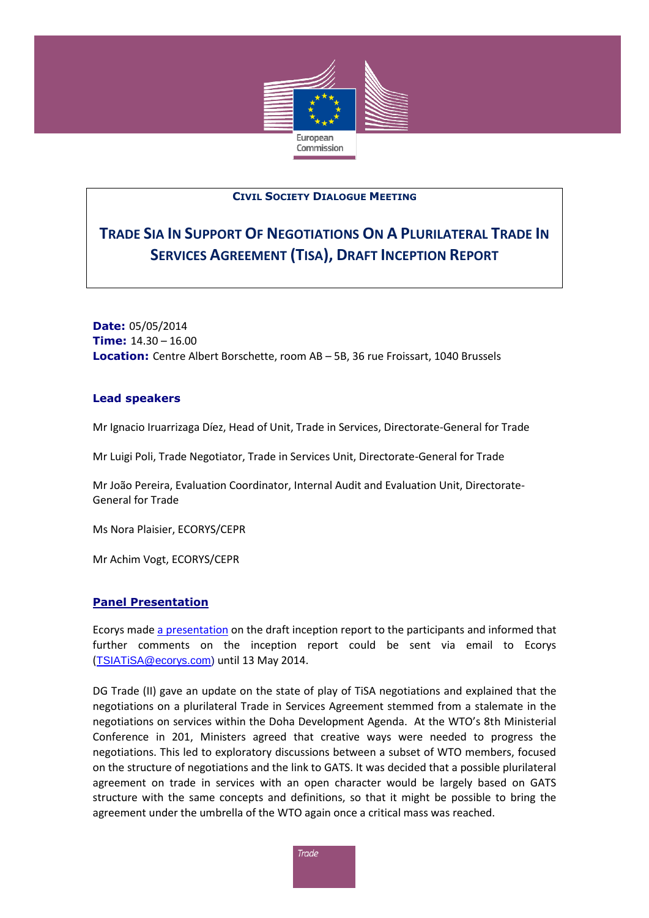**CIVIL SOCIETY DIALOGUE MEETING**

# TRADE SIA IN SUPPORT OF NEGOTIATIONS ON A PLURILATERAL TRADE IN SERVICES AGREEMENT (TISA), DRAFT INCEPTION REPORT

**Date:** 05/05/2014
**Time:** 14.30 – 16.00
**Location:** Centre Albert Borschette, room AB – 5B, 36 rue Froissart, 1040 Brussels

## Lead speakers

Mr Ignacio Iruarrizaga Díez, Head of Unit, Trade in Services, Directorate-General for Trade

Mr Luigi Poli, Trade Negotiator, Trade in Services Unit, Directorate-General for Trade

Mr João Pereira, Evaluation Coordinator, Internal Audit and Evaluation Unit, Directorate-General for Trade

Ms Nora Plaisier, ECORYS/CEPR

Mr Achim Vogt, ECORYS/CEPR

## Panel Presentation

Ecorys made a presentation on the draft inception report to the participants and informed that further comments on the inception report could be sent via email to Ecorys (TSIATiSA@ecorys.com) until 13 May 2014.

DG Trade (II) gave an update on the state of play of TiSA negotiations and explained that the negotiations on a plurilateral Trade in Services Agreement stemmed from a stalemate in the negotiations on services within the Doha Development Agenda. At the WTO's 8th Ministerial Conference in 201, Ministers agreed that creative ways were needed to progress the negotiations. This led to exploratory discussions between a subset of WTO members, focused on the structure of negotiations and the link to GATS. It was decided that a possible plurilateral agreement on trade in services with an open character would be largely based on GATS structure with the same concepts and definitions, so that it might be possible to bring the agreement under the umbrella of the WTO again once a critical mass was reached.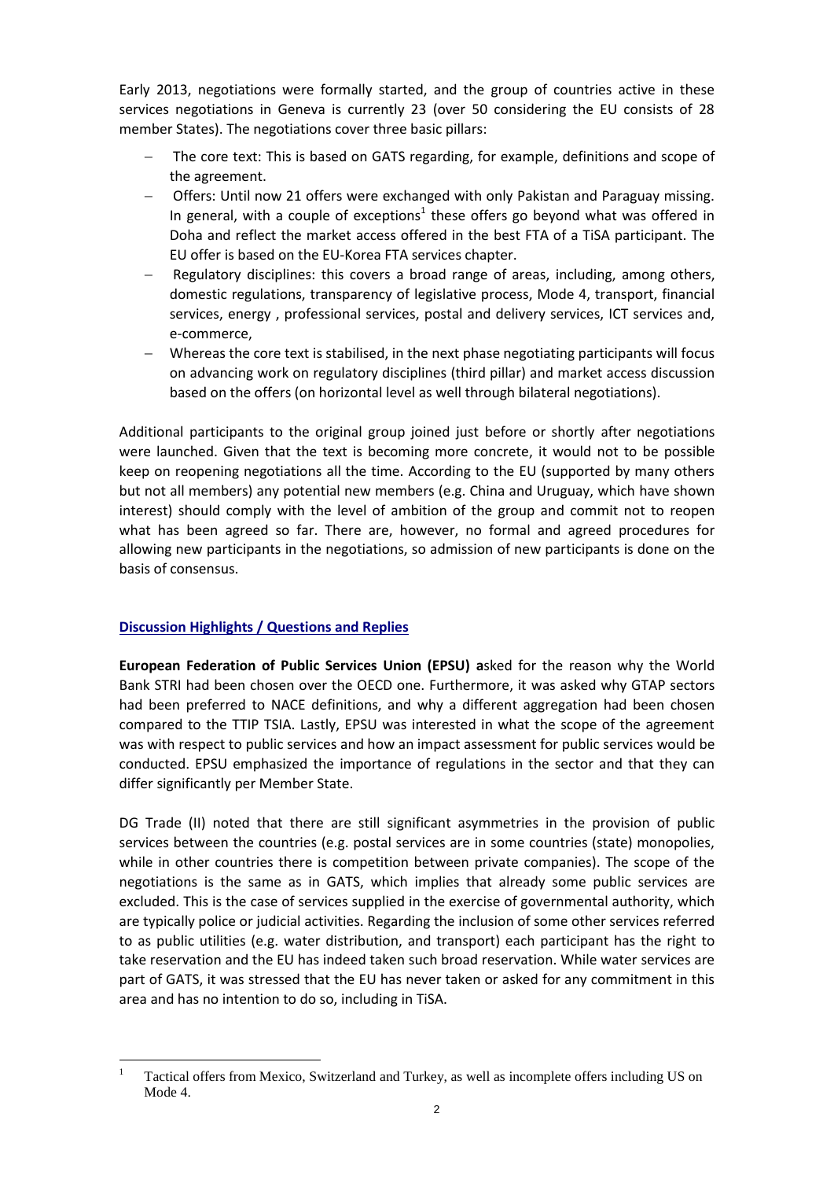Early 2013, negotiations were formally started, and the group of countries active in these services negotiations in Geneva is currently 23 (over 50 considering the EU consists of 28 member States). The negotiations cover three basic pillars:

- The core text: This is based on GATS regarding, for example, definitions and scope of the agreement.
- Offers: Until now 21 offers were exchanged with only Pakistan and Paraguay missing. In general, with a couple of exceptions[1] these offers go beyond what was offered in Doha and reflect the market access offered in the best FTA of a TiSA participant. The EU offer is based on the EU-Korea FTA services chapter.
- Regulatory disciplines: this covers a broad range of areas, including, among others, domestic regulations, transparency of legislative process, Mode 4, transport, financial services, energy , professional services, postal and delivery services, ICT services and, e-commerce,
- Whereas the core text is stabilised, in the next phase negotiating participants will focus on advancing work on regulatory disciplines (third pillar) and market access discussion based on the offers (on horizontal level as well through bilateral negotiations).

Additional participants to the original group joined just before or shortly after negotiations were launched. Given that the text is becoming more concrete, it would not to be possible keep on reopening negotiations all the time. According to the EU (supported by many others but not all members) any potential new members (e.g. China and Uruguay, which have shown interest) should comply with the level of ambition of the group and commit not to reopen what has been agreed so far. There are, however, no formal and agreed procedures for allowing new participants in the negotiations, so admission of new participants is done on the basis of consensus.

## Discussion Highlights / Questions and Replies

**European Federation of Public Services Union (EPSU) a**sked for the reason why the World Bank STRI had been chosen over the OECD one. Furthermore, it was asked why GTAP sectors had been preferred to NACE definitions, and why a different aggregation had been chosen compared to the TTIP TSIA. Lastly, EPSU was interested in what the scope of the agreement was with respect to public services and how an impact assessment for public services would be conducted. EPSU emphasized the importance of regulations in the sector and that they can differ significantly per Member State.

DG Trade (II) noted that there are still significant asymmetries in the provision of public services between the countries (e.g. postal services are in some countries (state) monopolies, while in other countries there is competition between private companies). The scope of the negotiations is the same as in GATS, which implies that already some public services are excluded. This is the case of services supplied in the exercise of governmental authority, which are typically police or judicial activities. Regarding the inclusion of some other services referred to as public utilities (e.g. water distribution, and transport) each participant has the right to take reservation and the EU has indeed taken such broad reservation. While water services are part of GATS, it was stressed that the EU has never taken or asked for any commitment in this area and has no intention to do so, including in TiSA.

[1] Tactical offers from Mexico, Switzerland and Turkey, as well as incomplete offers including US on Mode 4.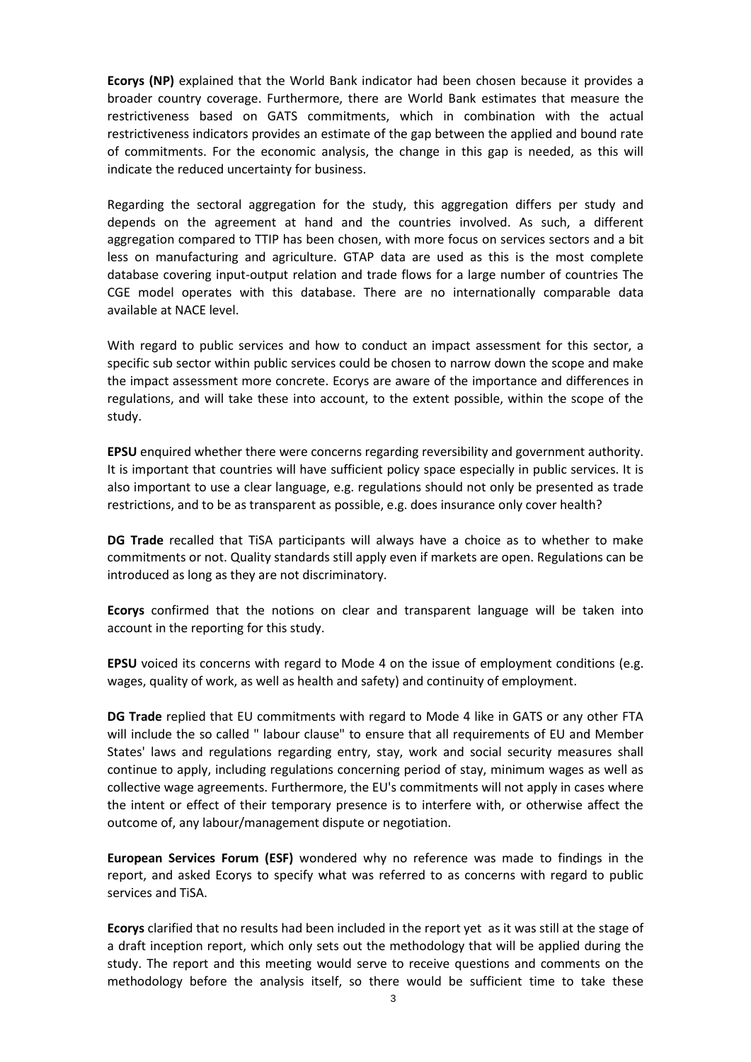**Ecorys (NP)** explained that the World Bank indicator had been chosen because it provides a broader country coverage. Furthermore, there are World Bank estimates that measure the restrictiveness based on GATS commitments, which in combination with the actual restrictiveness indicators provides an estimate of the gap between the applied and bound rate of commitments. For the economic analysis, the change in this gap is needed, as this will indicate the reduced uncertainty for business.

Regarding the sectoral aggregation for the study, this aggregation differs per study and depends on the agreement at hand and the countries involved. As such, a different aggregation compared to TTIP has been chosen, with more focus on services sectors and a bit less on manufacturing and agriculture. GTAP data are used as this is the most complete database covering input-output relation and trade flows for a large number of countries The CGE model operates with this database. There are no internationally comparable data available at NACE level.

With regard to public services and how to conduct an impact assessment for this sector, a specific sub sector within public services could be chosen to narrow down the scope and make the impact assessment more concrete. Ecorys are aware of the importance and differences in regulations, and will take these into account, to the extent possible, within the scope of the study.

**EPSU** enquired whether there were concerns regarding reversibility and government authority. It is important that countries will have sufficient policy space especially in public services. It is also important to use a clear language, e.g. regulations should not only be presented as trade restrictions, and to be as transparent as possible, e.g. does insurance only cover health?

**DG Trade** recalled that TiSA participants will always have a choice as to whether to make commitments or not. Quality standards still apply even if markets are open. Regulations can be introduced as long as they are not discriminatory.

**Ecorys** confirmed that the notions on clear and transparent language will be taken into account in the reporting for this study.

**EPSU** voiced its concerns with regard to Mode 4 on the issue of employment conditions (e.g. wages, quality of work, as well as health and safety) and continuity of employment.

**DG Trade** replied that EU commitments with regard to Mode 4 like in GATS or any other FTA will include the so called " labour clause" to ensure that all requirements of EU and Member States' laws and regulations regarding entry, stay, work and social security measures shall continue to apply, including regulations concerning period of stay, minimum wages as well as collective wage agreements. Furthermore, the EU's commitments will not apply in cases where the intent or effect of their temporary presence is to interfere with, or otherwise affect the outcome of, any labour/management dispute or negotiation.

**European Services Forum (ESF)** wondered why no reference was made to findings in the report, and asked Ecorys to specify what was referred to as concerns with regard to public services and TiSA.

**Ecorys** clarified that no results had been included in the report yet as it was still at the stage of a draft inception report, which only sets out the methodology that will be applied during the study. The report and this meeting would serve to receive questions and comments on the methodology before the analysis itself, so there would be sufficient time to take these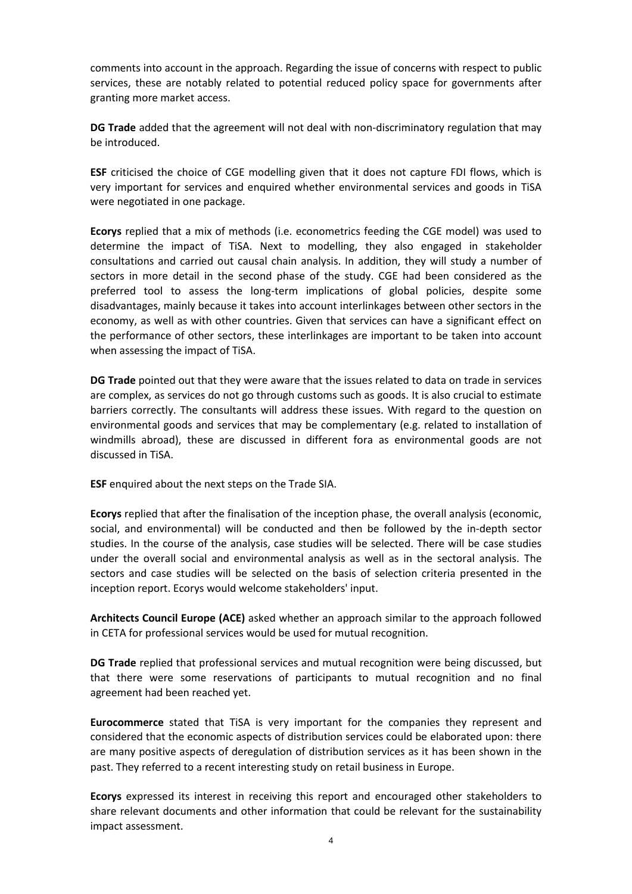comments into account in the approach. Regarding the issue of concerns with respect to public services, these are notably related to potential reduced policy space for governments after granting more market access.

**DG Trade** added that the agreement will not deal with non-discriminatory regulation that may be introduced.

**ESF** criticised the choice of CGE modelling given that it does not capture FDI flows, which is very important for services and enquired whether environmental services and goods in TiSA were negotiated in one package.

**Ecorys** replied that a mix of methods (i.e. econometrics feeding the CGE model) was used to determine the impact of TiSA. Next to modelling, they also engaged in stakeholder consultations and carried out causal chain analysis. In addition, they will study a number of sectors in more detail in the second phase of the study. CGE had been considered as the preferred tool to assess the long-term implications of global policies, despite some disadvantages, mainly because it takes into account interlinkages between other sectors in the economy, as well as with other countries. Given that services can have a significant effect on the performance of other sectors, these interlinkages are important to be taken into account when assessing the impact of TiSA.

**DG Trade** pointed out that they were aware that the issues related to data on trade in services are complex, as services do not go through customs such as goods. It is also crucial to estimate barriers correctly. The consultants will address these issues. With regard to the question on environmental goods and services that may be complementary (e.g. related to installation of windmills abroad), these are discussed in different fora as environmental goods are not discussed in TiSA.

**ESF** enquired about the next steps on the Trade SIA.

**Ecorys** replied that after the finalisation of the inception phase, the overall analysis (economic, social, and environmental) will be conducted and then be followed by the in-depth sector studies. In the course of the analysis, case studies will be selected. There will be case studies under the overall social and environmental analysis as well as in the sectoral analysis. The sectors and case studies will be selected on the basis of selection criteria presented in the inception report. Ecorys would welcome stakeholders' input.

**Architects Council Europe (ACE)** asked whether an approach similar to the approach followed in CETA for professional services would be used for mutual recognition.

**DG Trade** replied that professional services and mutual recognition were being discussed, but that there were some reservations of participants to mutual recognition and no final agreement had been reached yet.

**Eurocommerce** stated that TiSA is very important for the companies they represent and considered that the economic aspects of distribution services could be elaborated upon: there are many positive aspects of deregulation of distribution services as it has been shown in the past. They referred to a recent interesting study on retail business in Europe.

**Ecorys** expressed its interest in receiving this report and encouraged other stakeholders to share relevant documents and other information that could be relevant for the sustainability impact assessment.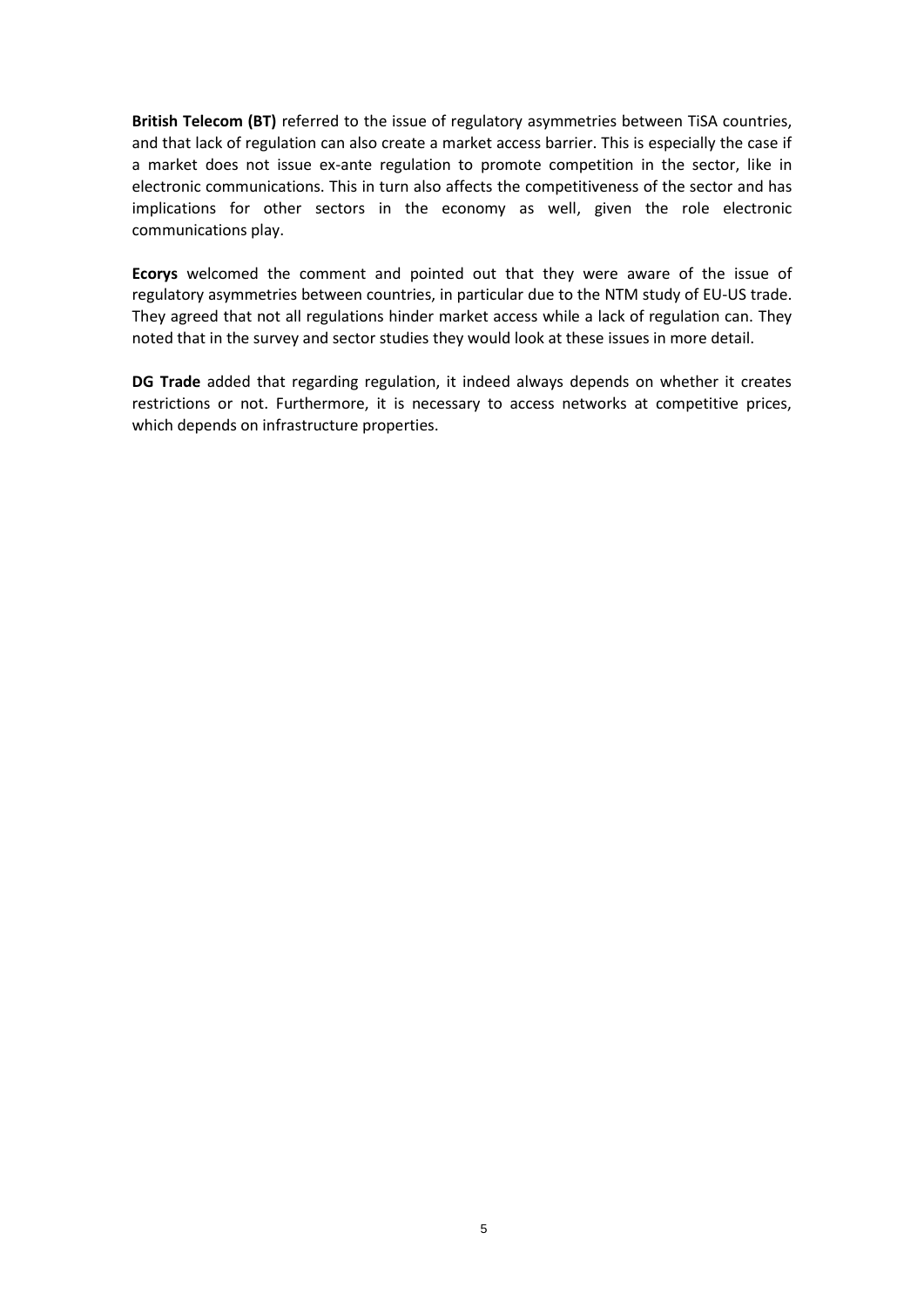**British Telecom (BT)** referred to the issue of regulatory asymmetries between TiSA countries, and that lack of regulation can also create a market access barrier. This is especially the case if a market does not issue ex-ante regulation to promote competition in the sector, like in electronic communications. This in turn also affects the competitiveness of the sector and has implications for other sectors in the economy as well, given the role electronic communications play.

**Ecorys** welcomed the comment and pointed out that they were aware of the issue of regulatory asymmetries between countries, in particular due to the NTM study of EU-US trade. They agreed that not all regulations hinder market access while a lack of regulation can. They noted that in the survey and sector studies they would look at these issues in more detail.

**DG Trade** added that regarding regulation, it indeed always depends on whether it creates restrictions or not. Furthermore, it is necessary to access networks at competitive prices, which depends on infrastructure properties.